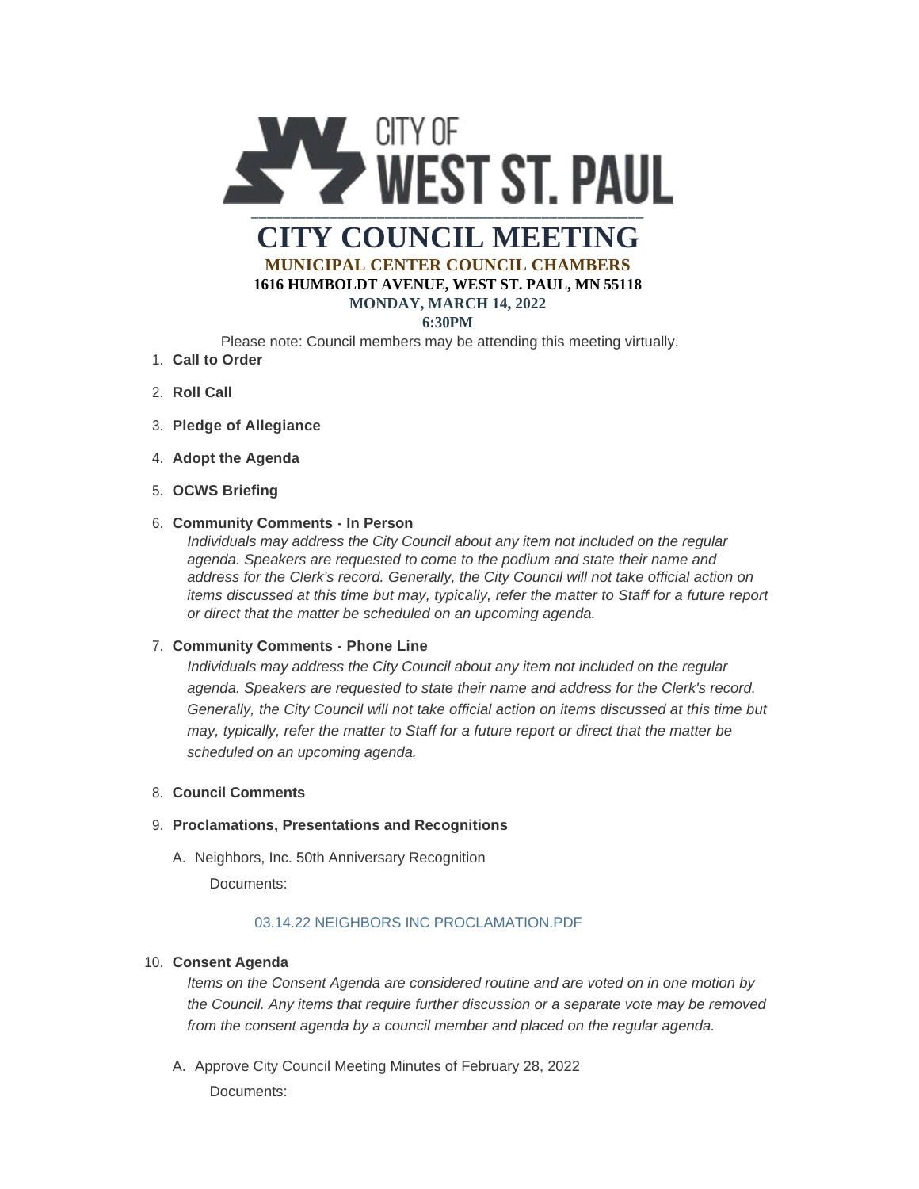CITY OF WEST ST. PAUL

# CITY COUNCIL MEETING

**MUNICIPAL CENTER COUNCIL CHAMBERS**

**1616 HUMBOLDT AVENUE, WEST ST. PAUL, MN 55118**

**MONDAY, MARCH 14, 2022**

**6:30PM**

Please note: Council members may be attending this meeting virtually.

1. **Call to Order**
2. **Roll Call**
3. **Pledge of Allegiance**
4. **Adopt the Agenda**
5. **OCWS Briefing**
6. **Community Comments - In Person**

   *Individuals may address the City Council about any item not included on the regular agenda. Speakers are requested to come to the podium and state their name and address for the Clerk's record. Generally, the City Council will not take official action on items discussed at this time but may, typically, refer the matter to Staff for a future report or direct that the matter be scheduled on an upcoming agenda.*

7. **Community Comments - Phone Line**

   *Individuals may address the City Council about any item not included on the regular agenda. Speakers are requested to state their name and address for the Clerk's record. Generally, the City Council will not take official action on items discussed at this time but may, typically, refer the matter to Staff for a future report or direct that the matter be scheduled on an upcoming agenda.*

8. **Council Comments**
9. **Proclamations, Presentations and Recognitions**

   A. Neighbors, Inc. 50th Anniversary Recognition

      Documents:

      03.14.22 NEIGHBORS INC PROCLAMATION.PDF

10. **Consent Agenda**

    *Items on the Consent Agenda are considered routine and are voted on in one motion by the Council. Any items that require further discussion or a separate vote may be removed from the consent agenda by a council member and placed on the regular agenda.*

    A. Approve City Council Meeting Minutes of February 28, 2022

       Documents: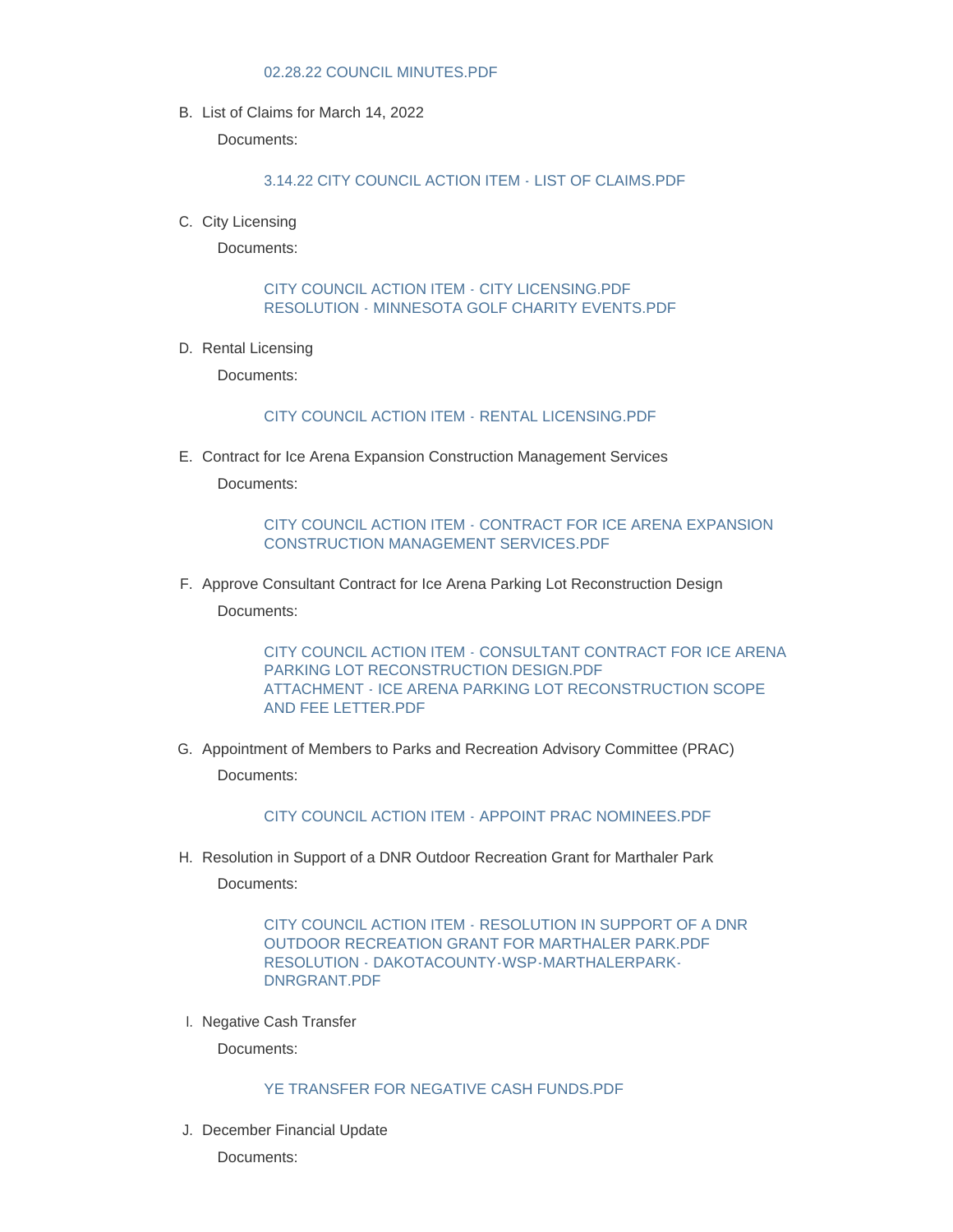02.28.22 COUNCIL MINUTES.PDF

B. List of Claims for March 14, 2022

Documents:

3.14.22 CITY COUNCIL ACTION ITEM - LIST OF CLAIMS.PDF

C. City Licensing

Documents:

CITY COUNCIL ACTION ITEM - CITY LICENSING.PDF
RESOLUTION - MINNESOTA GOLF CHARITY EVENTS.PDF

D. Rental Licensing

Documents:

CITY COUNCIL ACTION ITEM - RENTAL LICENSING.PDF

E. Contract for Ice Arena Expansion Construction Management Services

Documents:

CITY COUNCIL ACTION ITEM - CONTRACT FOR ICE ARENA EXPANSION CONSTRUCTION MANAGEMENT SERVICES.PDF

F. Approve Consultant Contract for Ice Arena Parking Lot Reconstruction Design

Documents:

CITY COUNCIL ACTION ITEM - CONSULTANT CONTRACT FOR ICE ARENA PARKING LOT RECONSTRUCTION DESIGN.PDF
ATTACHMENT - ICE ARENA PARKING LOT RECONSTRUCTION SCOPE AND FEE LETTER.PDF

G. Appointment of Members to Parks and Recreation Advisory Committee (PRAC)

Documents:

CITY COUNCIL ACTION ITEM - APPOINT PRAC NOMINEES.PDF

H. Resolution in Support of a DNR Outdoor Recreation Grant for Marthaler Park

Documents:

CITY COUNCIL ACTION ITEM - RESOLUTION IN SUPPORT OF A DNR OUTDOOR RECREATION GRANT FOR MARTHALER PARK.PDF
RESOLUTION - DAKOTACOUNTY-WSP-MARTHALERPARK-DNRGRANT.PDF

I. Negative Cash Transfer

Documents:

YE TRANSFER FOR NEGATIVE CASH FUNDS.PDF

J. December Financial Update

Documents: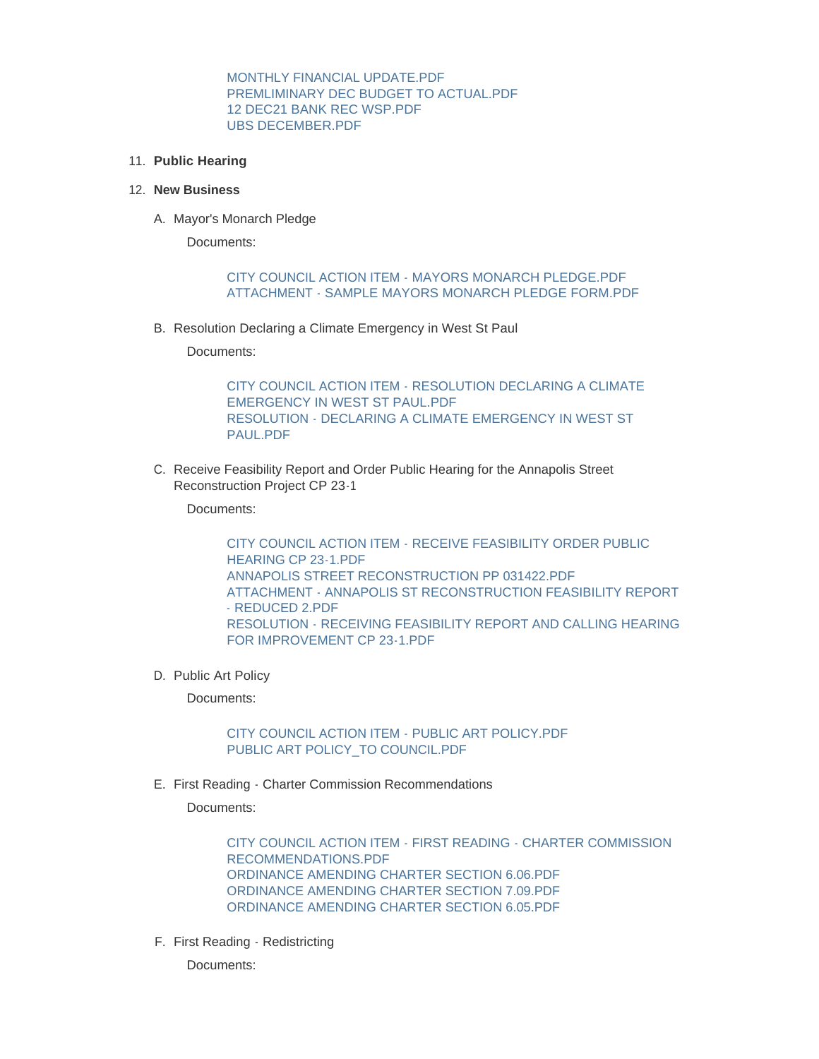MONTHLY FINANCIAL UPDATE.PDF
PREMLIMINARY DEC BUDGET TO ACTUAL.PDF
12 DEC21 BANK REC WSP.PDF
UBS DECEMBER.PDF

11. **Public Hearing**

12. **New Business**

    A. Mayor's Monarch Pledge

       Documents:

       CITY COUNCIL ACTION ITEM - MAYORS MONARCH PLEDGE.PDF
       ATTACHMENT - SAMPLE MAYORS MONARCH PLEDGE FORM.PDF

    B. Resolution Declaring a Climate Emergency in West St Paul

       Documents:

       CITY COUNCIL ACTION ITEM - RESOLUTION DECLARING A CLIMATE EMERGENCY IN WEST ST PAUL.PDF
       RESOLUTION - DECLARING A CLIMATE EMERGENCY IN WEST ST PAUL.PDF

    C. Receive Feasibility Report and Order Public Hearing for the Annapolis Street Reconstruction Project CP 23-1

       Documents:

       CITY COUNCIL ACTION ITEM - RECEIVE FEASIBILITY ORDER PUBLIC HEARING CP 23-1.PDF
       ANNAPOLIS STREET RECONSTRUCTION PP 031422.PDF
       ATTACHMENT - ANNAPOLIS ST RECONSTRUCTION FEASIBILITY REPORT - REDUCED 2.PDF
       RESOLUTION - RECEIVING FEASIBILITY REPORT AND CALLING HEARING FOR IMPROVEMENT CP 23-1.PDF

    D. Public Art Policy

       Documents:

       CITY COUNCIL ACTION ITEM - PUBLIC ART POLICY.PDF
       PUBLIC ART POLICY_TO COUNCIL.PDF

    E. First Reading - Charter Commission Recommendations

       Documents:

       CITY COUNCIL ACTION ITEM - FIRST READING - CHARTER COMMISSION RECOMMENDATIONS.PDF
       ORDINANCE AMENDING CHARTER SECTION 6.06.PDF
       ORDINANCE AMENDING CHARTER SECTION 7.09.PDF
       ORDINANCE AMENDING CHARTER SECTION 6.05.PDF

    F. First Reading - Redistricting

       Documents: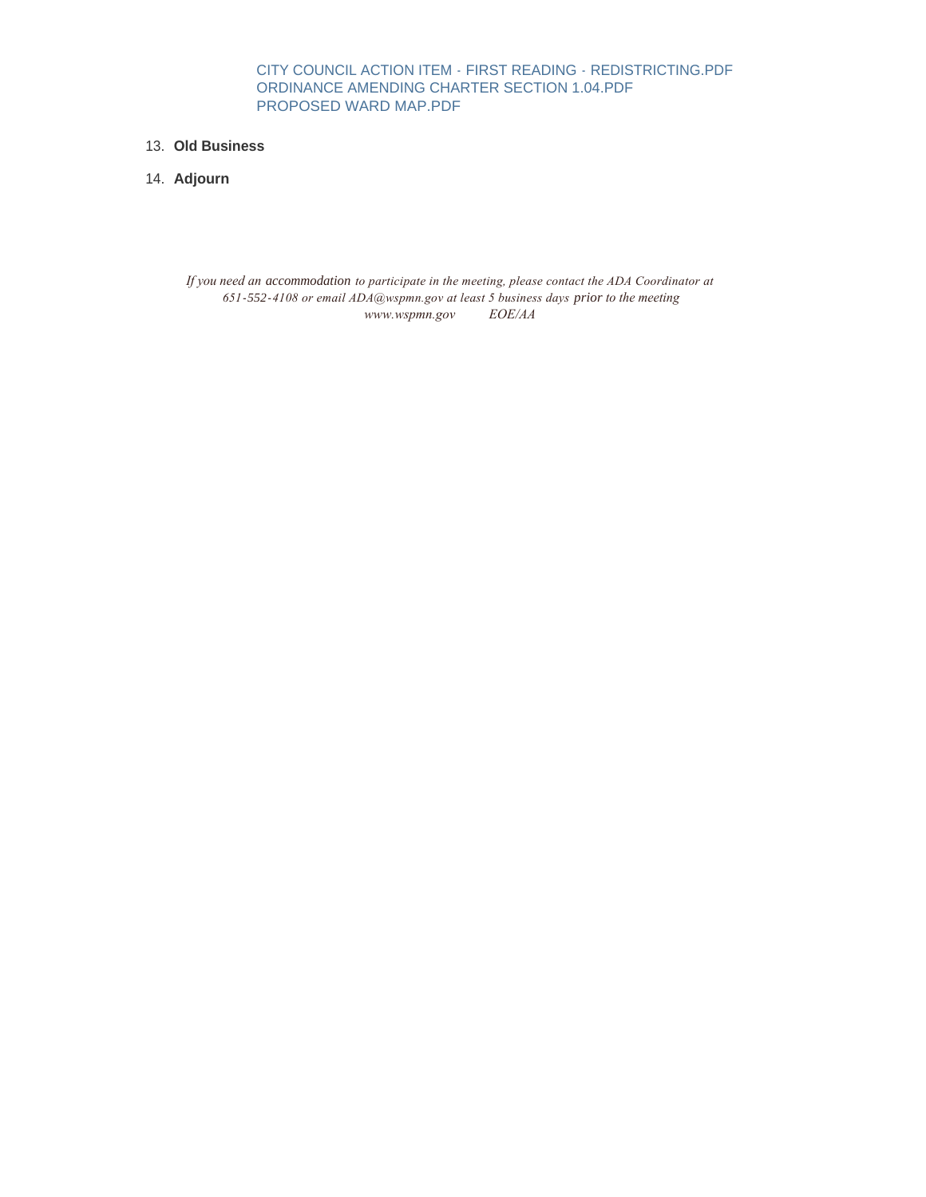CITY COUNCIL ACTION ITEM - FIRST READING - REDISTRICTING.PDF
ORDINANCE AMENDING CHARTER SECTION 1.04.PDF
PROPOSED WARD MAP.PDF

13. **Old Business**

14. **Adjourn**

*If you need an accommodation to participate in the meeting, please contact the ADA Coordinator at 651-552-4108 or email ADA@wspmn.gov at least 5 business days prior to the meeting*
*www.wspmn.gov EOE/AA*